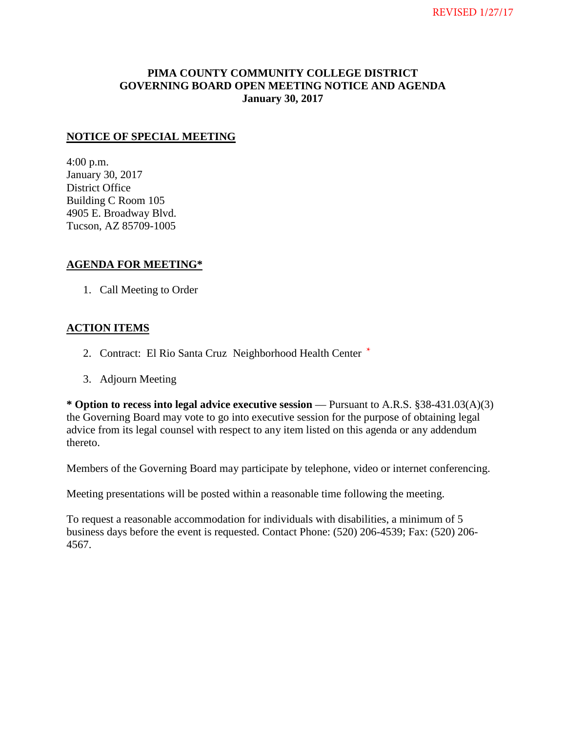REVISED 1/27/17

# PIMA COUNTY COMMUNITY COLLEGE DISTRICT
# GOVERNING BOARD OPEN MEETING NOTICE AND AGENDA
# January 30, 2017

## NOTICE OF SPECIAL MEETING

4:00 p.m.
January 30, 2017
District Office
Building C Room 105
4905 E. Broadway Blvd.
Tucson, AZ 85709-1005

## AGENDA FOR MEETING*

1. Call Meeting to Order

## ACTION ITEMS

2. Contract: El Rio Santa Cruz Neighborhood Health Center *

3. Adjourn Meeting

**\* Option to recess into legal advice executive session** — Pursuant to A.R.S. §38-431.03(A)(3) the Governing Board may vote to go into executive session for the purpose of obtaining legal advice from its legal counsel with respect to any item listed on this agenda or any addendum thereto.

Members of the Governing Board may participate by telephone, video or internet conferencing.

Meeting presentations will be posted within a reasonable time following the meeting.

To request a reasonable accommodation for individuals with disabilities, a minimum of 5 business days before the event is requested. Contact Phone: (520) 206-4539; Fax: (520) 206-4567.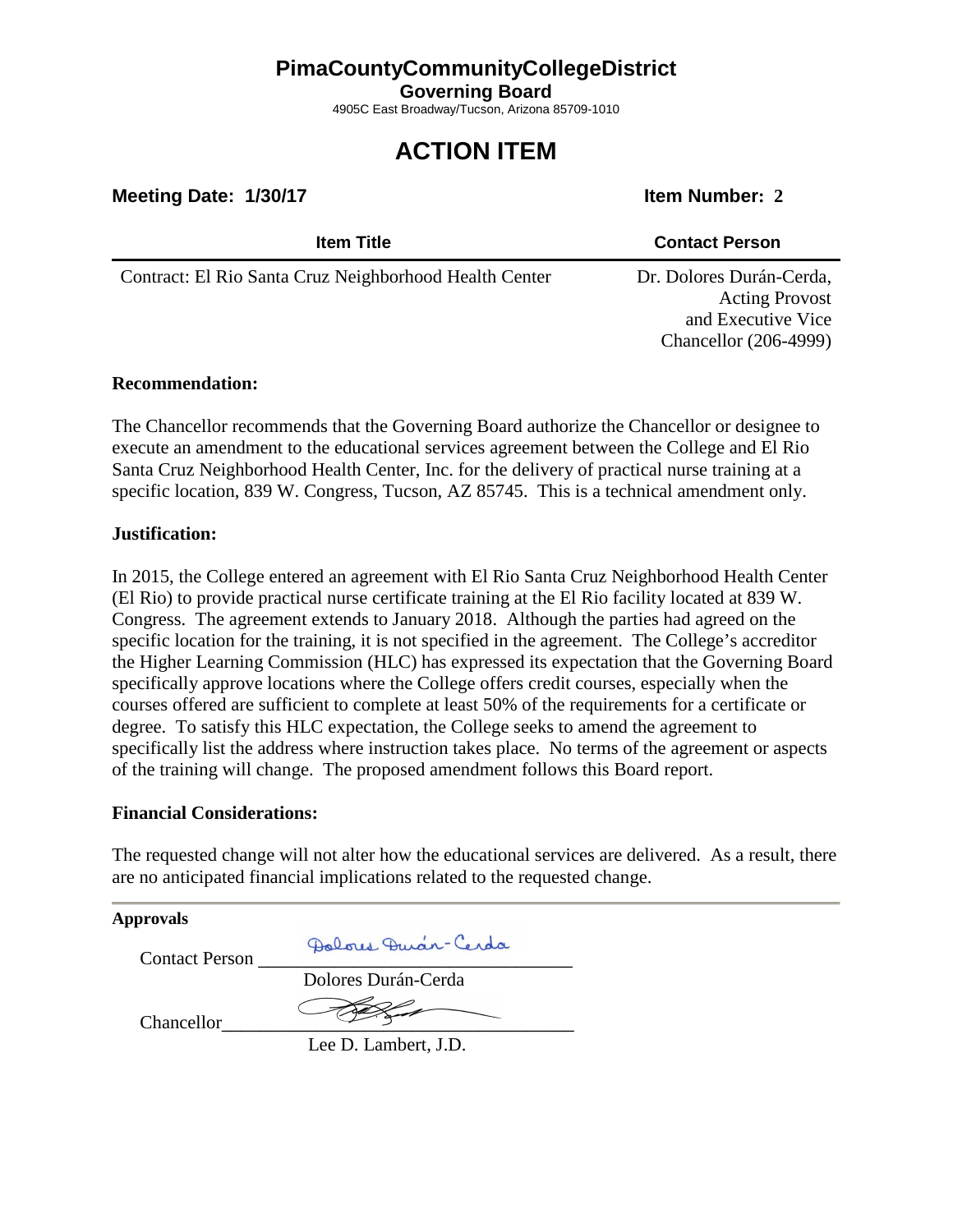# PimaCountyCommunityCollegeDistrict

**Governing Board**

4905C East Broadway/Tucson, Arizona 85709-1010

# ACTION ITEM

**Meeting Date: 1/30/17** **Item Number: 2**

| Item Title | Contact Person |
|---|---|
| Contract: El Rio Santa Cruz Neighborhood Health Center | Dr. Dolores Durán-Cerda, Acting Provost and Executive Vice Chancellor (206-4999) |

**Recommendation:**

The Chancellor recommends that the Governing Board authorize the Chancellor or designee to execute an amendment to the educational services agreement between the College and El Rio Santa Cruz Neighborhood Health Center, Inc. for the delivery of practical nurse training at a specific location, 839 W. Congress, Tucson, AZ 85745. This is a technical amendment only.

**Justification:**

In 2015, the College entered an agreement with El Rio Santa Cruz Neighborhood Health Center (El Rio) to provide practical nurse certificate training at the El Rio facility located at 839 W. Congress. The agreement extends to January 2018. Although the parties had agreed on the specific location for the training, it is not specified in the agreement. The College's accreditor the Higher Learning Commission (HLC) has expressed its expectation that the Governing Board specifically approve locations where the College offers credit courses, especially when the courses offered are sufficient to complete at least 50% of the requirements for a certificate or degree. To satisfy this HLC expectation, the College seeks to amend the agreement to specifically list the address where instruction takes place. No terms of the agreement or aspects of the training will change. The proposed amendment follows this Board report.

**Financial Considerations:**

The requested change will not alter how the educational services are delivered. As a result, there are no anticipated financial implications related to the requested change.

**Approvals**

Contact Person ______________________________
Dolores Durán-Cerda

Chancellor ______________________________
Lee D. Lambert, J.D.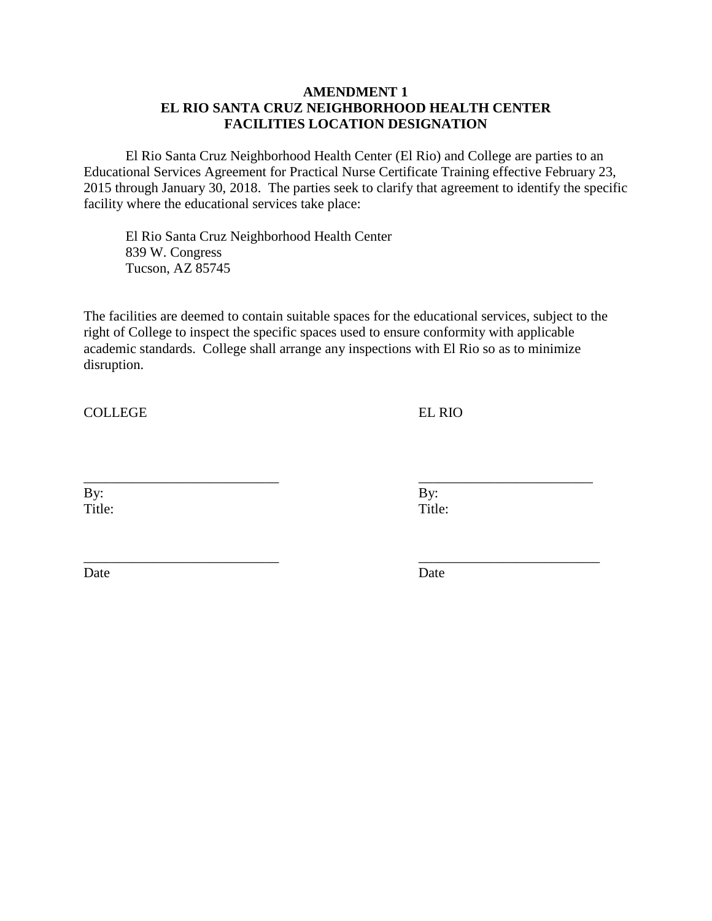**AMENDMENT 1**
**EL RIO SANTA CRUZ NEIGHBORHOOD HEALTH CENTER**
**FACILITIES LOCATION DESIGNATION**

El Rio Santa Cruz Neighborhood Health Center (El Rio) and College are parties to an Educational Services Agreement for Practical Nurse Certificate Training effective February 23, 2015 through January 30, 2018. The parties seek to clarify that agreement to identify the specific facility where the educational services take place:

El Rio Santa Cruz Neighborhood Health Center
839 W. Congress
Tucson, AZ 85745

The facilities are deemed to contain suitable spaces for the educational services, subject to the right of College to inspect the specific spaces used to ensure conformity with applicable academic standards. College shall arrange any inspections with El Rio so as to minimize disruption.

COLLEGE

___________________________
By:
Title:

___________________________
Date

EL RIO

___________________________
By:
Title:

___________________________
Date